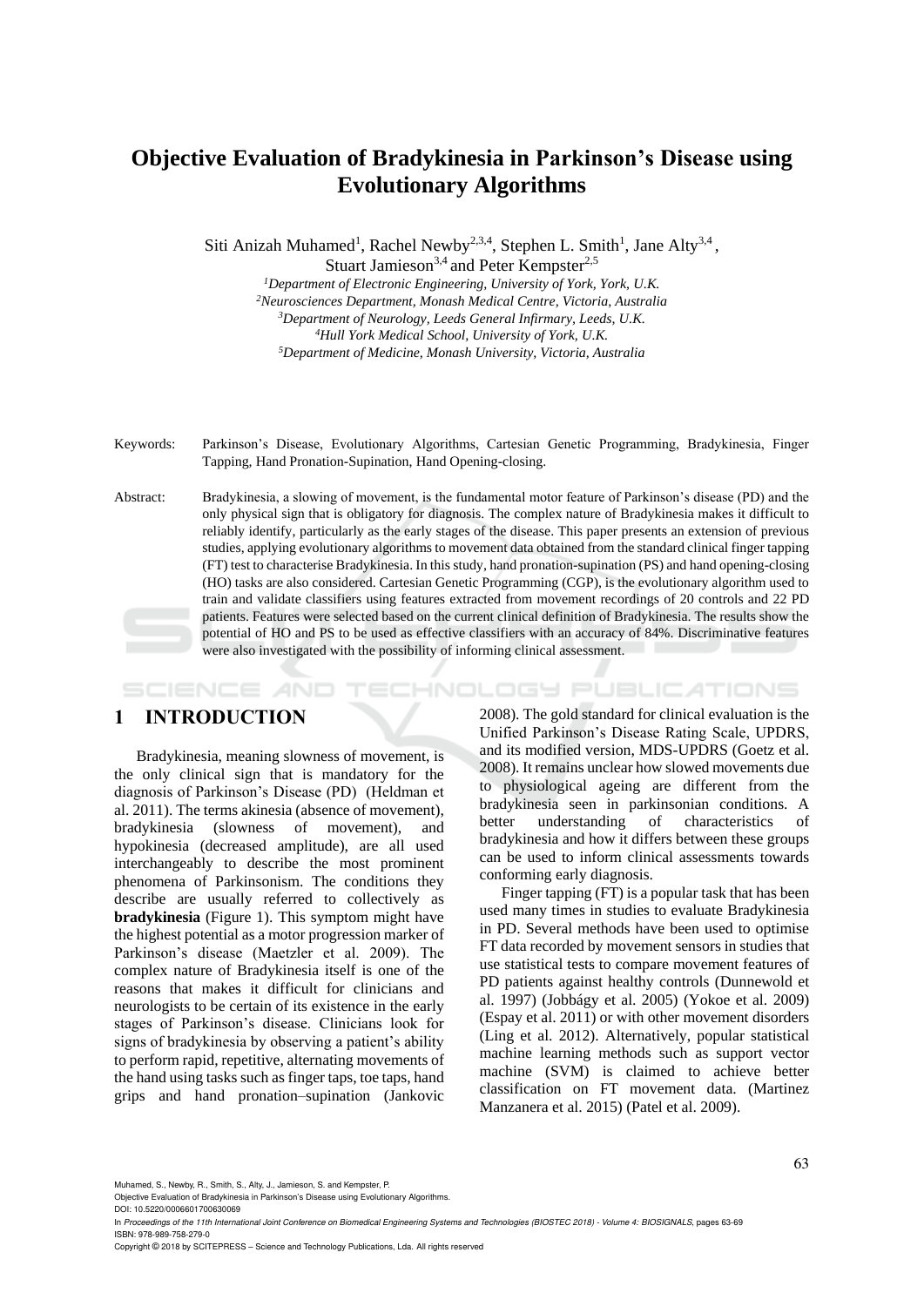# Objective Evaluation of Bradykinesia in Parkinson's Disease using Evolutionary Algorithms

Siti Anizah Muhamed[1], Rachel Newby[2,3,4], Stephen L. Smith[1], Jane Alty[3,4], Stuart Jamieson[3,4] and Peter Kempster[2,5]

[1]*Department of Electronic Engineering, University of York, York, U.K.*
[2]*Neurosciences Department, Monash Medical Centre, Victoria, Australia*
[3]*Department of Neurology, Leeds General Infirmary, Leeds, U.K.*
[4]*Hull York Medical School, University of York, U.K.*
[5]*Department of Medicine, Monash University, Victoria, Australia*

Keywords: Parkinson's Disease, Evolutionary Algorithms, Cartesian Genetic Programming, Bradykinesia, Finger Tapping, Hand Pronation-Supination, Hand Opening-closing.

Abstract: Bradykinesia, a slowing of movement, is the fundamental motor feature of Parkinson's disease (PD) and the only physical sign that is obligatory for diagnosis. The complex nature of Bradykinesia makes it difficult to reliably identify, particularly as the early stages of the disease. This paper presents an extension of previous studies, applying evolutionary algorithms to movement data obtained from the standard clinical finger tapping (FT) test to characterise Bradykinesia. In this study, hand pronation-supination (PS) and hand opening-closing (HO) tasks are also considered. Cartesian Genetic Programming (CGP), is the evolutionary algorithm used to train and validate classifiers using features extracted from movement recordings of 20 controls and 22 PD patients. Features were selected based on the current clinical definition of Bradykinesia. The results show the potential of HO and PS to be used as effective classifiers with an accuracy of 84%. Discriminative features were also investigated with the possibility of informing clinical assessment.

## 1 INTRODUCTION

Bradykinesia, meaning slowness of movement, is the only clinical sign that is mandatory for the diagnosis of Parkinson's Disease (PD) (Heldman et al. 2011). The terms akinesia (absence of movement), bradykinesia (slowness of movement), and hypokinesia (decreased amplitude), are all used interchangeably to describe the most prominent phenomena of Parkinsonism. The conditions they describe are usually referred to collectively as **bradykinesia** (Figure 1). This symptom might have the highest potential as a motor progression marker of Parkinson's disease (Maetzler et al. 2009). The complex nature of Bradykinesia itself is one of the reasons that makes it difficult for clinicians and neurologists to be certain of its existence in the early stages of Parkinson's disease. Clinicians look for signs of bradykinesia by observing a patient's ability to perform rapid, repetitive, alternating movements of the hand using tasks such as finger taps, toe taps, hand grips and hand pronation–supination (Jankovic 2008). The gold standard for clinical evaluation is the Unified Parkinson's Disease Rating Scale, UPDRS, and its modified version, MDS-UPDRS (Goetz et al. 2008). It remains unclear how slowed movements due to physiological ageing are different from the bradykinesia seen in parkinsonian conditions. A better understanding of characteristics of bradykinesia and how it differs between these groups can be used to inform clinical assessments towards conforming early diagnosis.

Finger tapping (FT) is a popular task that has been used many times in studies to evaluate Bradykinesia in PD. Several methods have been used to optimise FT data recorded by movement sensors in studies that use statistical tests to compare movement features of PD patients against healthy controls (Dunnewold et al. 1997) (Jobbágy et al. 2005) (Yokoe et al. 2009) (Espay et al. 2011) or with other movement disorders (Ling et al. 2012). Alternatively, popular statistical machine learning methods such as support vector machine (SVM) is claimed to achieve better classification on FT movement data. (Martinez Manzanera et al. 2015) (Patel et al. 2009).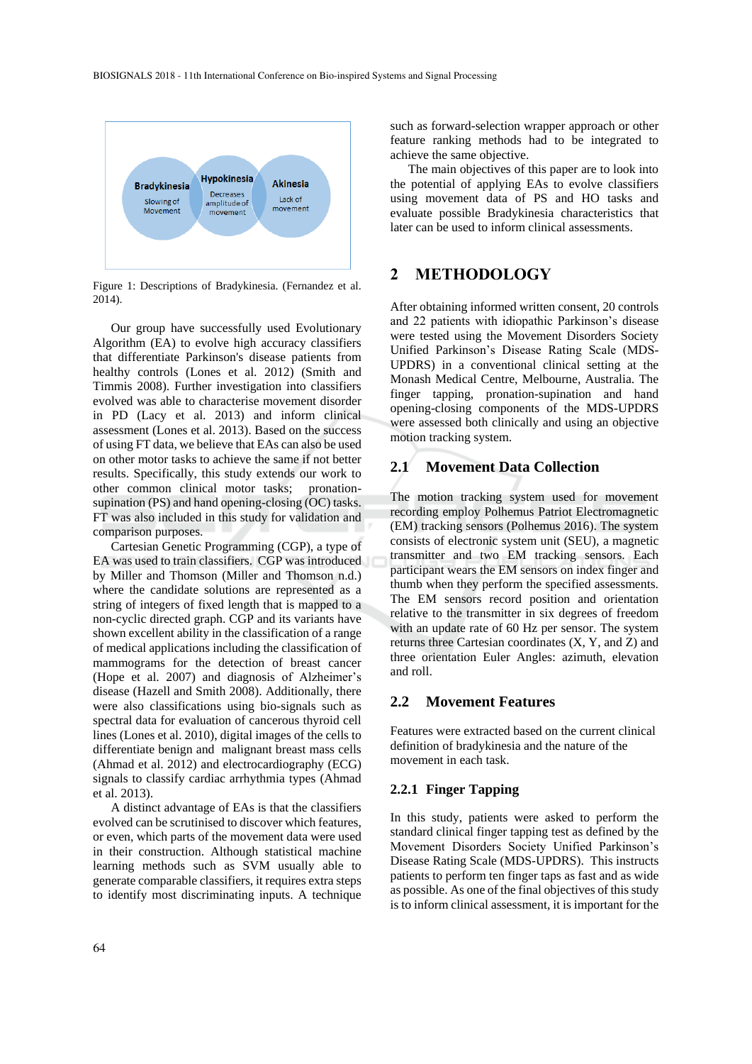Figure 1: Descriptions of Bradykinesia. (Fernandez et al. 2014).

Our group have successfully used Evolutionary Algorithm (EA) to evolve high accuracy classifiers that differentiate Parkinson's disease patients from healthy controls (Lones et al. 2012) (Smith and Timmis 2008). Further investigation into classifiers evolved was able to characterise movement disorder in PD (Lacy et al. 2013) and inform clinical assessment (Lones et al. 2013). Based on the success of using FT data, we believe that EAs can also be used on other motor tasks to achieve the same if not better results. Specifically, this study extends our work to other common clinical motor tasks; pronation-supination (PS) and hand opening-closing (OC) tasks. FT was also included in this study for validation and comparison purposes.

Cartesian Genetic Programming (CGP), a type of EA was used to train classifiers. CGP was introduced by Miller and Thomson (Miller and Thomson n.d.) where the candidate solutions are represented as a string of integers of fixed length that is mapped to a non-cyclic directed graph. CGP and its variants have shown excellent ability in the classification of a range of medical applications including the classification of mammograms for the detection of breast cancer (Hope et al. 2007) and diagnosis of Alzheimer's disease (Hazell and Smith 2008). Additionally, there were also classifications using bio-signals such as spectral data for evaluation of cancerous thyroid cell lines (Lones et al. 2010), digital images of the cells to differentiate benign and malignant breast mass cells (Ahmad et al. 2012) and electrocardiography (ECG) signals to classify cardiac arrhythmia types (Ahmad et al. 2013).

A distinct advantage of EAs is that the classifiers evolved can be scrutinised to discover which features, or even, which parts of the movement data were used in their construction. Although statistical machine learning methods such as SVM usually able to generate comparable classifiers, it requires extra steps to identify most discriminating inputs. A technique such as forward-selection wrapper approach or other feature ranking methods had to be integrated to achieve the same objective.

The main objectives of this paper are to look into the potential of applying EAs to evolve classifiers using movement data of PS and HO tasks and evaluate possible Bradykinesia characteristics that later can be used to inform clinical assessments.

## 2 METHODOLOGY

After obtaining informed written consent, 20 controls and 22 patients with idiopathic Parkinson's disease were tested using the Movement Disorders Society Unified Parkinson's Disease Rating Scale (MDS-UPDRS) in a conventional clinical setting at the Monash Medical Centre, Melbourne, Australia. The finger tapping, pronation-supination and hand opening-closing components of the MDS-UPDRS were assessed both clinically and using an objective motion tracking system.

### 2.1 Movement Data Collection

The motion tracking system used for movement recording employ Polhemus Patriot Electromagnetic (EM) tracking sensors (Polhemus 2016). The system consists of electronic system unit (SEU), a magnetic transmitter and two EM tracking sensors. Each participant wears the EM sensors on index finger and thumb when they perform the specified assessments. The EM sensors record position and orientation relative to the transmitter in six degrees of freedom with an update rate of 60 Hz per sensor. The system returns three Cartesian coordinates (X, Y, and Z) and three orientation Euler Angles: azimuth, elevation and roll.

### 2.2 Movement Features

Features were extracted based on the current clinical definition of bradykinesia and the nature of the movement in each task.

#### 2.2.1 Finger Tapping

In this study, patients were asked to perform the standard clinical finger tapping test as defined by the Movement Disorders Society Unified Parkinson's Disease Rating Scale (MDS-UPDRS). This instructs patients to perform ten finger taps as fast and as wide as possible. As one of the final objectives of this study is to inform clinical assessment, it is important for the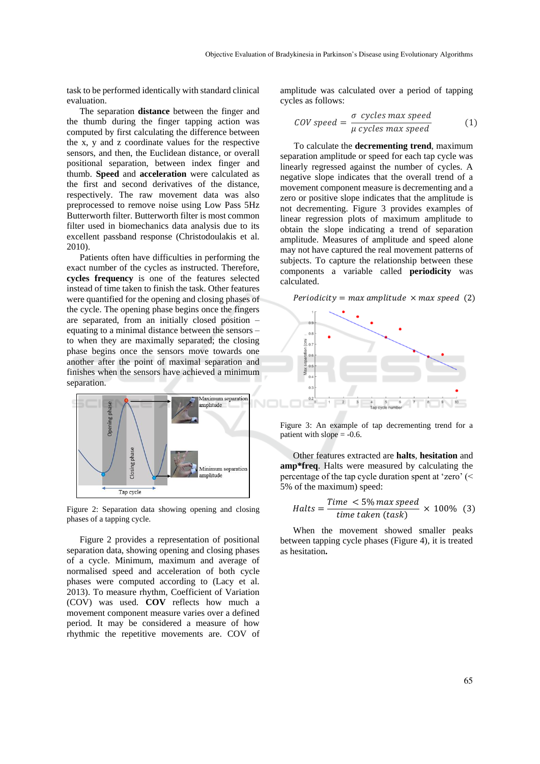task to be performed identically with standard clinical evaluation.

The separation **distance** between the finger and the thumb during the finger tapping action was computed by first calculating the difference between the x, y and z coordinate values for the respective sensors, and then, the Euclidean distance, or overall positional separation, between index finger and thumb. **Speed** and **acceleration** were calculated as the first and second derivatives of the distance, respectively. The raw movement data was also preprocessed to remove noise using Low Pass 5Hz Butterworth filter. Butterworth filter is most common filter used in biomechanics data analysis due to its excellent passband response (Christodoulakis et al. 2010).

Patients often have difficulties in performing the exact number of the cycles as instructed. Therefore, **cycles frequency** is one of the features selected instead of time taken to finish the task. Other features were quantified for the opening and closing phases of the cycle. The opening phase begins once the fingers are separated, from an initially closed position – equating to a minimal distance between the sensors – to when they are maximally separated; the closing phase begins once the sensors move towards one another after the point of maximal separation and finishes when the sensors have achieved a minimum separation.

Figure 2: Separation data showing opening and closing phases of a tapping cycle.

Figure 2 provides a representation of positional separation data, showing opening and closing phases of a cycle. Minimum, maximum and average of normalised speed and acceleration of both cycle phases were computed according to (Lacy et al. 2013). To measure rhythm, Coefficient of Variation (COV) was used. **COV** reflects how much a movement component measure varies over a defined period. It may be considered a measure of how rhythmic the repetitive movements are. COV of amplitude was calculated over a period of tapping cycles as follows:

$$COV\ speed = \frac{\sigma\ cycles\ max\ speed}{\mu\ cycles\ max\ speed} \quad (1)$$

To calculate the **decrementing trend**, maximum separation amplitude or speed for each tap cycle was linearly regressed against the number of cycles. A negative slope indicates that the overall trend of a movement component measure is decrementing and a zero or positive slope indicates that the amplitude is not decrementing. Figure 3 provides examples of linear regression plots of maximum amplitude to obtain the slope indicating a trend of separation amplitude. Measures of amplitude and speed alone may not have captured the real movement patterns of subjects. To capture the relationship between these components a variable called **periodicity** was calculated.

$$Periodicity = max\ amplitude\ \times max\ speed \quad (2)$$

Figure 3: An example of tap decrementing trend for a patient with slope = -0.6.

Other features extracted are **halts**, **hesitation** and **amp*freq**. Halts were measured by calculating the percentage of the tap cycle duration spent at 'zero' (< 5% of the maximum) speed:

$$Halts = \frac{Time\ < 5\%\ max\ speed}{time\ taken\ (task)} \times 100\% \quad (3)$$

When the movement showed smaller peaks between tapping cycle phases (Figure 4), it is treated as hesitation.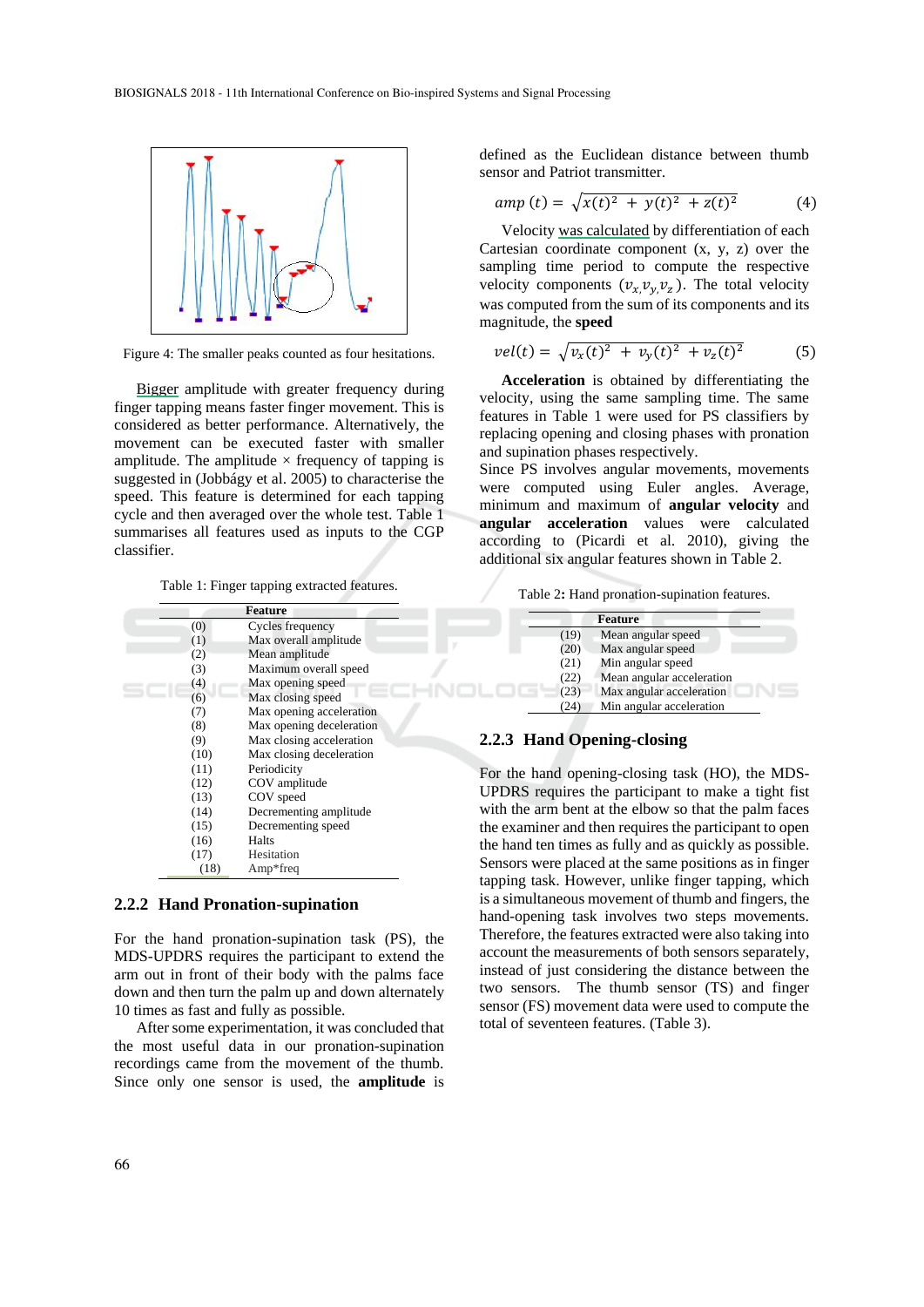Figure 4: The smaller peaks counted as four hesitations.

Bigger amplitude with greater frequency during finger tapping means faster finger movement. This is considered as better performance. Alternatively, the movement can be executed faster with smaller amplitude. The amplitude × frequency of tapping is suggested in (Jobbágy et al. 2005) to characterise the speed. This feature is determined for each tapping cycle and then averaged over the whole test. Table 1 summarises all features used as inputs to the CGP classifier.

Table 1: Finger tapping extracted features.

| | Feature |
|---|---|
| (0) | Cycles frequency |
| (1) | Max overall amplitude |
| (2) | Mean amplitude |
| (3) | Maximum overall speed |
| (4) | Max opening speed |
| (6) | Max closing speed |
| (7) | Max opening acceleration |
| (8) | Max opening deceleration |
| (9) | Max closing acceleration |
| (10) | Max closing deceleration |
| (11) | Periodicity |
| (12) | COV amplitude |
| (13) | COV speed |
| (14) | Decrementing amplitude |
| (15) | Decrementing speed |
| (16) | Halts |
| (17) | Hesitation |
| (18) | Amp*freq |

### 2.2.2 Hand Pronation-supination

For the hand pronation-supination task (PS), the MDS-UPDRS requires the participant to extend the arm out in front of their body with the palms face down and then turn the palm up and down alternately 10 times as fast and fully as possible.

After some experimentation, it was concluded that the most useful data in our pronation-supination recordings came from the movement of the thumb. Since only one sensor is used, the **amplitude** is defined as the Euclidean distance between thumb sensor and Patriot transmitter.

$$amp\,(t) = \sqrt{x(t)^2 + y(t)^2 + z(t)^2} \tag{4}$$

Velocity was calculated by differentiation of each Cartesian coordinate component (x, y, z) over the sampling time period to compute the respective velocity components $(v_x, v_y, v_z)$. The total velocity was computed from the sum of its components and its magnitude, the **speed**

$$vel(t) = \sqrt{v_x(t)^2 + v_y(t)^2 + v_z(t)^2} \tag{5}$$

**Acceleration** is obtained by differentiating the velocity, using the same sampling time. The same features in Table 1 were used for PS classifiers by replacing opening and closing phases with pronation and supination phases respectively.

Since PS involves angular movements, movements were computed using Euler angles. Average, minimum and maximum of **angular velocity** and **angular acceleration** values were calculated according to (Picardi et al. 2010), giving the additional six angular features shown in Table 2.

Table 2**:** Hand pronation-supination features.

| | Feature |
|---|---|
| (19) | Mean angular speed |
| (20) | Max angular speed |
| (21) | Min angular speed |
| (22) | Mean angular acceleration |
| (23) | Max angular acceleration |
| (24) | Min angular acceleration |

### 2.2.3 Hand Opening-closing

For the hand opening-closing task (HO), the MDS-UPDRS requires the participant to make a tight fist with the arm bent at the elbow so that the palm faces the examiner and then requires the participant to open the hand ten times as fully and as quickly as possible. Sensors were placed at the same positions as in finger tapping task. However, unlike finger tapping, which is a simultaneous movement of thumb and fingers, the hand-opening task involves two steps movements. Therefore, the features extracted were also taking into account the measurements of both sensors separately, instead of just considering the distance between the two sensors. The thumb sensor (TS) and finger sensor (FS) movement data were used to compute the total of seventeen features. (Table 3).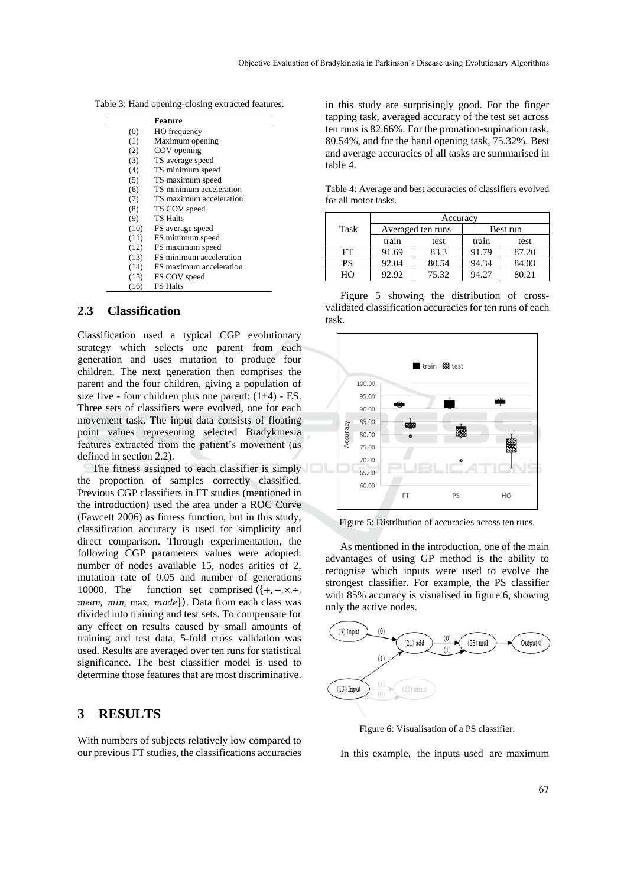Table 3: Hand opening-closing extracted features.

| | Feature |
|---|---|
| (0) | HO frequency |
| (1) | Maximum opening |
| (2) | COV opening |
| (3) | TS average speed |
| (4) | TS minimum speed |
| (5) | TS maximum speed |
| (6) | TS minimum acceleration |
| (7) | TS maximum acceleration |
| (8) | TS COV speed |
| (9) | TS Halts |
| (10) | FS average speed |
| (11) | FS minimum speed |
| (12) | FS maximum speed |
| (13) | FS minimum acceleration |
| (14) | FS maximum acceleration |
| (15) | FS COV speed |
| (16) | FS Halts |

### 2.3 Classification

Classification used a typical CGP evolutionary strategy which selects one parent from each generation and uses mutation to produce four children. The next generation then comprises the parent and the four children, giving a population of size five - four children plus one parent: (1+4) - ES. Three sets of classifiers were evolved, one for each movement task. The input data consists of floating point values representing selected Bradykinesia features extracted from the patient's movement (as defined in section 2.2).

The fitness assigned to each classifier is simply the proportion of samples correctly classified. Previous CGP classifiers in FT studies (mentioned in the introduction) used the area under a ROC Curve (Fawcett 2006) as fitness function, but in this study, classification accuracy is used for simplicity and direct comparison. Through experimentation, the following CGP parameters values were adopted: number of nodes available 15, nodes arities of 2, mutation rate of 0.05 and number of generations 10000. The function set comprised ($\{+, -, \times, \div, mean, min, \max, mode\}$). Data from each class was divided into training and test sets. To compensate for any effect on results caused by small amounts of training and test data, 5-fold cross validation was used. Results are averaged over ten runs for statistical significance. The best classifier model is used to determine those features that are most discriminative.

## 3 RESULTS

With numbers of subjects relatively low compared to our previous FT studies, the classifications accuracies in this study are surprisingly good. For the finger tapping task, averaged accuracy of the test set across ten runs is 82.66%. For the pronation-supination task, 80.54%, and for the hand opening task, 75.32%. Best and average accuracies of all tasks are summarised in table 4.

Table 4: Average and best accuracies of classifiers evolved for all motor tasks.

| Task | Accuracy | | | |
|---|---|---|---|---|
| | Averaged ten runs | | Best run | |
| | train | test | train | test |
| FT | 91.69 | 83.3 | 91.79 | 87.20 |
| PS | 92.04 | 80.54 | 94.34 | 84.03 |
| HO | 92.92 | 75.32 | 94.27 | 80.21 |

Figure 5 showing the distribution of cross-validated classification accuracies for ten runs of each task.

Figure 5: Distribution of accuracies across ten runs.

As mentioned in the introduction, one of the main advantages of using GP method is the ability to recognise which inputs were used to evolve the strongest classifier. For example, the PS classifier with 85% accuracy is visualised in figure 6, showing only the active nodes.

Figure 6: Visualisation of a PS classifier.

In this example, the inputs used are maximum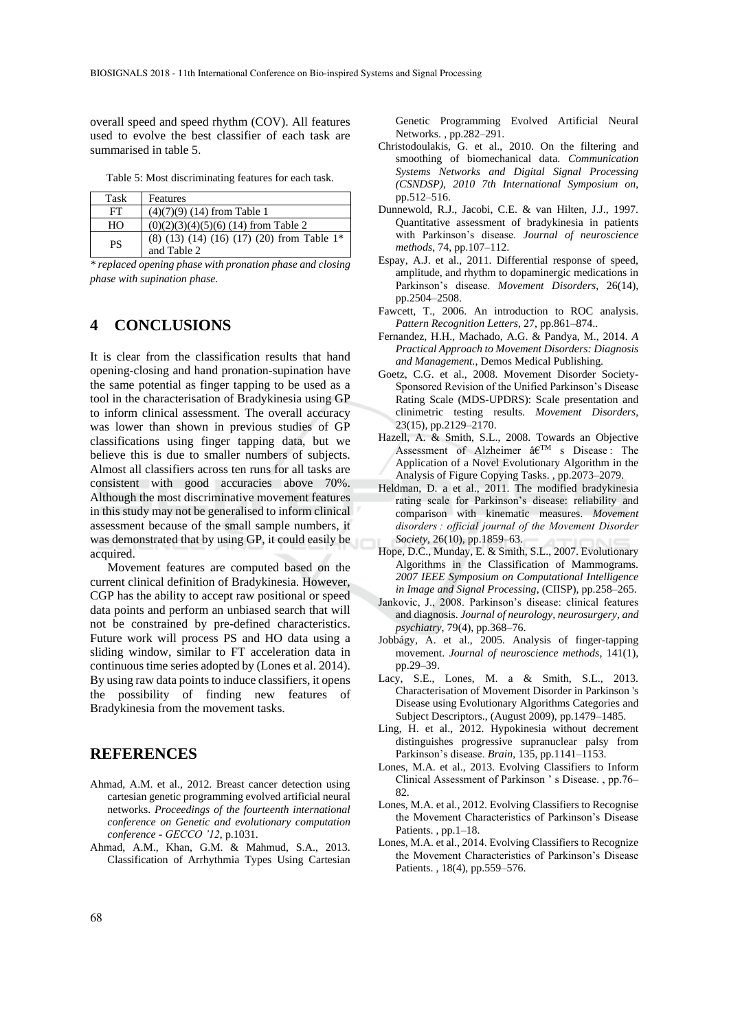overall speed and speed rhythm (COV). All features used to evolve the best classifier of each task are summarised in table 5.

Table 5: Most discriminating features for each task.

| Task | Features |
|---|---|
| FT | (4)(7)(9) (14) from Table 1 |
| HO | (0)(2)(3)(4)(5)(6) (14) from Table 2 |
| PS | (8) (13) (14) (16) (17) (20) from Table 1* and Table 2 |

*\* replaced opening phase with pronation phase and closing phase with supination phase.*

## 4 CONCLUSIONS

It is clear from the classification results that hand opening-closing and hand pronation-supination have the same potential as finger tapping to be used as a tool in the characterisation of Bradykinesia using GP to inform clinical assessment. The overall accuracy was lower than shown in previous studies of GP classifications using finger tapping data, but we believe this is due to smaller numbers of subjects. Almost all classifiers across ten runs for all tasks are consistent with good accuracies above 70%. Although the most discriminative movement features in this study may not be generalised to inform clinical assessment because of the small sample numbers, it was demonstrated that by using GP, it could easily be acquired.

Movement features are computed based on the current clinical definition of Bradykinesia. However, CGP has the ability to accept raw positional or speed data points and perform an unbiased search that will not be constrained by pre-defined characteristics. Future work will process PS and HO data using a sliding window, similar to FT acceleration data in continuous time series adopted by (Lones et al. 2014). By using raw data points to induce classifiers, it opens the possibility of finding new features of Bradykinesia from the movement tasks.

## REFERENCES

Ahmad, A.M. et al., 2012. Breast cancer detection using cartesian genetic programming evolved artificial neural networks. *Proceedings of the fourteenth international conference on Genetic and evolutionary computation conference - GECCO '12*, p.1031.

Ahmad, A.M., Khan, G.M. & Mahmud, S.A., 2013. Classification of Arrhythmia Types Using Cartesian Genetic Programming Evolved Artificial Neural Networks. , pp.282–291.

Christodoulakis, G. et al., 2010. On the filtering and smoothing of biomechanical data. *Communication Systems Networks and Digital Signal Processing (CSNDSP), 2010 7th International Symposium on*, pp.512–516.

Dunnewold, R.J., Jacobi, C.E. & van Hilten, J.J., 1997. Quantitative assessment of bradykinesia in patients with Parkinson's disease. *Journal of neuroscience methods*, 74, pp.107–112.

Espay, A.J. et al., 2011. Differential response of speed, amplitude, and rhythm to dopaminergic medications in Parkinson's disease. *Movement Disorders*, 26(14), pp.2504–2508.

Fawcett, T., 2006. An introduction to ROC analysis. *Pattern Recognition Letters*, 27, pp.861–874..

Fernandez, H.H., Machado, A.G. & Pandya, M., 2014. *A Practical Approach to Movement Disorders: Diagnosis and Management.*, Demos Medical Publishing.

Goetz, C.G. et al., 2008. Movement Disorder Society-Sponsored Revision of the Unified Parkinson's Disease Rating Scale (MDS-UPDRS): Scale presentation and clinimetric testing results. *Movement Disorders*, 23(15), pp.2129–2170.

Hazell, A. & Smith, S.L., 2008. Towards an Objective Assessment of Alzheimer â€™ s Disease : The Application of a Novel Evolutionary Algorithm in the Analysis of Figure Copying Tasks. , pp.2073–2079.

Heldman, D. a et al., 2011. The modified bradykinesia rating scale for Parkinson's disease: reliability and comparison with kinematic measures. *Movement disorders : official journal of the Movement Disorder Society*, 26(10), pp.1859–63.

Hope, D.C., Munday, E. & Smith, S.L., 2007. Evolutionary Algorithms in the Classification of Mammograms. *2007 IEEE Symposium on Computational Intelligence in Image and Signal Processing*, (CIISP), pp.258–265.

Jankovic, J., 2008. Parkinson's disease: clinical features and diagnosis. *Journal of neurology, neurosurgery, and psychiatry*, 79(4), pp.368–76.

Jobbágy, A. et al., 2005. Analysis of finger-tapping movement. *Journal of neuroscience methods*, 141(1), pp.29–39.

Lacy, S.E., Lones, M. a & Smith, S.L., 2013. Characterisation of Movement Disorder in Parkinson 's Disease using Evolutionary Algorithms Categories and Subject Descriptors., (August 2009), pp.1479–1485.

Ling, H. et al., 2012. Hypokinesia without decrement distinguishes progressive supranuclear palsy from Parkinson's disease. *Brain*, 135, pp.1141–1153.

Lones, M.A. et al., 2013. Evolving Classifiers to Inform Clinical Assessment of Parkinson ' s Disease. , pp.76–82.

Lones, M.A. et al., 2012. Evolving Classifiers to Recognise the Movement Characteristics of Parkinson's Disease Patients. , pp.1–18.

Lones, M.A. et al., 2014. Evolving Classifiers to Recognize the Movement Characteristics of Parkinson's Disease Patients. , 18(4), pp.559–576.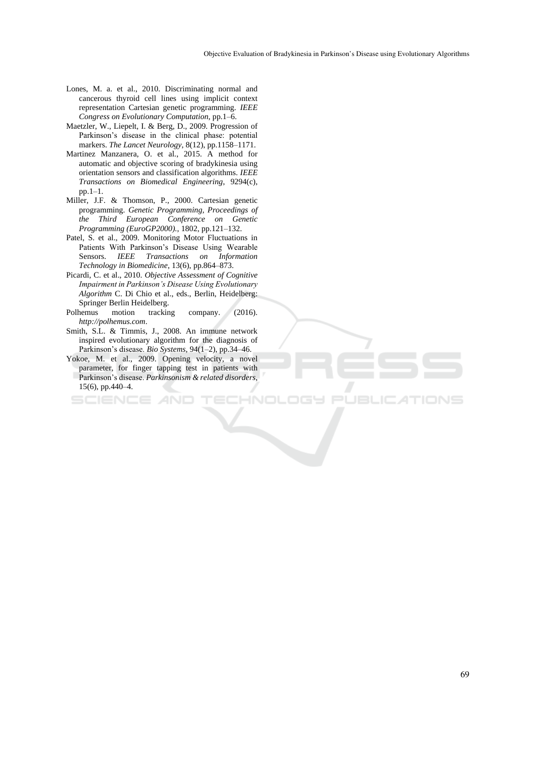Lones, M. a. et al., 2010. Discriminating normal and cancerous thyroid cell lines using implicit context representation Cartesian genetic programming. *IEEE Congress on Evolutionary Computation*, pp.1–6.

Maetzler, W., Liepelt, I. & Berg, D., 2009. Progression of Parkinson's disease in the clinical phase: potential markers. *The Lancet Neurology*, 8(12), pp.1158–1171.

Martinez Manzanera, O. et al., 2015. A method for automatic and objective scoring of bradykinesia using orientation sensors and classification algorithms. *IEEE Transactions on Biomedical Engineering*, 9294(c), pp.1–1.

Miller, J.F. & Thomson, P., 2000. Cartesian genetic programming. *Genetic Programming, Proceedings of the Third European Conference on Genetic Programming (EuroGP2000).*, 1802, pp.121–132.

Patel, S. et al., 2009. Monitoring Motor Fluctuations in Patients With Parkinson's Disease Using Wearable Sensors. *IEEE Transactions on Information Technology in Biomedicine*, 13(6), pp.864–873.

Picardi, C. et al., 2010. *Objective Assessment of Cognitive Impairment in Parkinson's Disease Using Evolutionary Algorithm* C. Di Chio et al., eds., Berlin, Heidelberg: Springer Berlin Heidelberg.

Polhemus motion tracking company. (2016). *http://polhemus.com*.

Smith, S.L. & Timmis, J., 2008. An immune network inspired evolutionary algorithm for the diagnosis of Parkinson's disease. *Bio Systems*, 94(1–2), pp.34–46.

Yokoe, M. et al., 2009. Opening velocity, a novel parameter, for finger tapping test in patients with Parkinson's disease. *Parkinsonism & related disorders*, 15(6), pp.440–4.